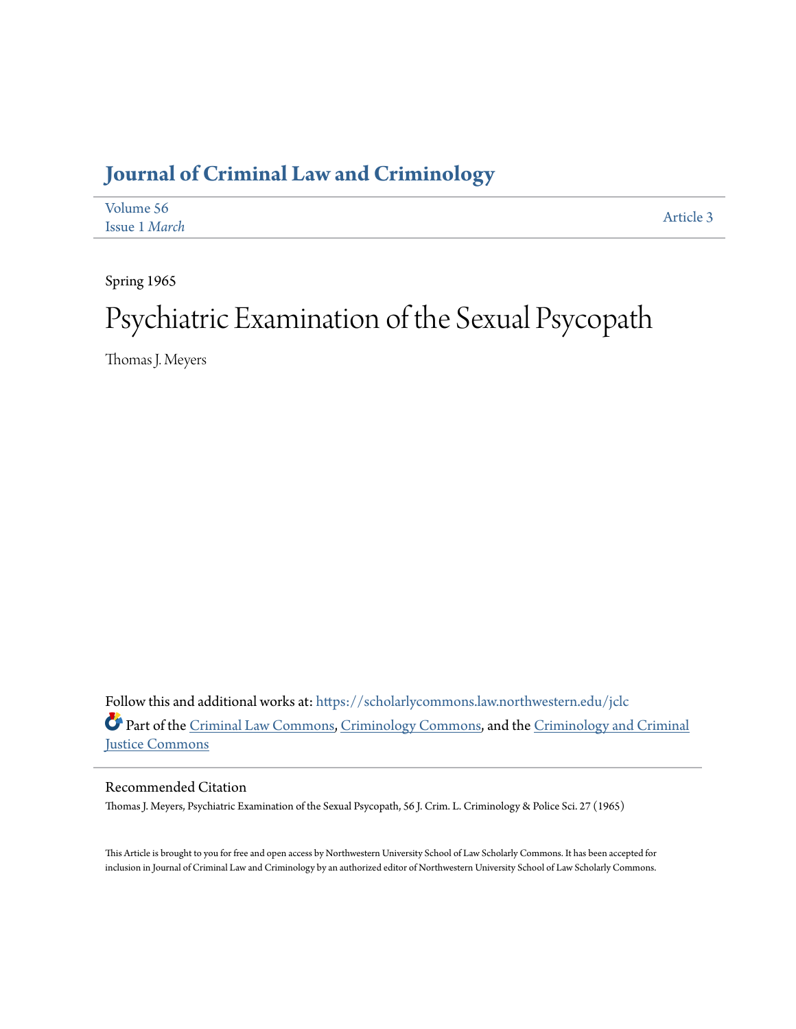# Journal of Criminal Law and Criminology

Volume 56
Issue 1 *March*

Article 3

Spring 1965

# Psychiatric Examination of the Sexual Psycopath

Thomas J. Meyers

Follow this and additional works at: https://scholarlycommons.law.northwestern.edu/jclc

Part of the Criminal Law Commons, Criminology Commons, and the Criminology and Criminal Justice Commons

## Recommended Citation

Thomas J. Meyers, Psychiatric Examination of the Sexual Psycopath, 56 J. Crim. L. Criminology & Police Sci. 27 (1965)

This Article is brought to you for free and open access by Northwestern University School of Law Scholarly Commons. It has been accepted for inclusion in Journal of Criminal Law and Criminology by an authorized editor of Northwestern University School of Law Scholarly Commons.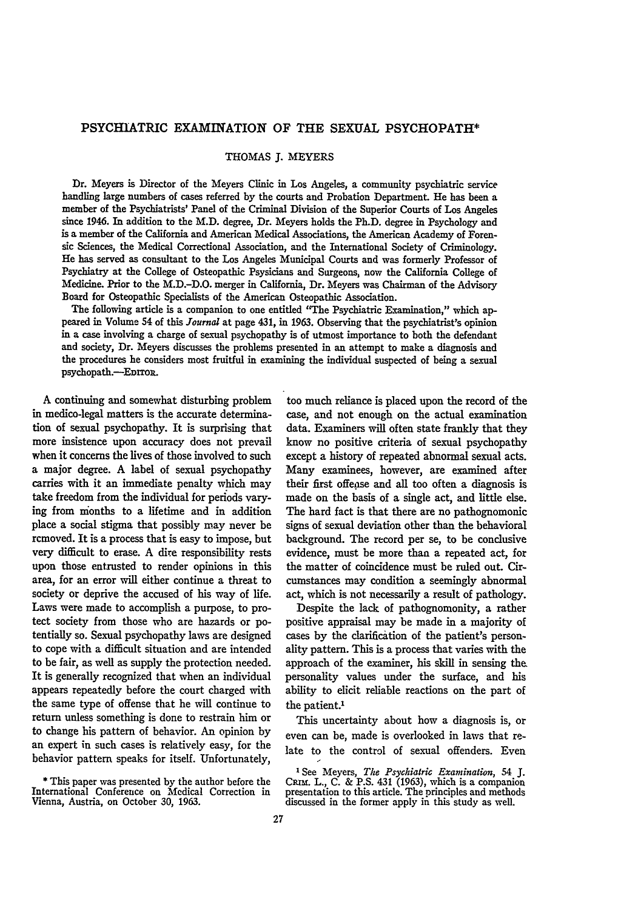# PSYCHIATRIC EXAMINATION OF THE SEXUAL PSYCHOPATH*

THOMAS J. MEYERS

Dr. Meyers is Director of the Meyers Clinic in Los Angeles, a community psychiatric service handling large numbers of cases referred by the courts and Probation Department. He has been a member of the Psychiatrists' Panel of the Criminal Division of the Superior Courts of Los Angeles since 1946. In addition to the M.D. degree, Dr. Meyers holds the Ph.D. degree in Psychology and is a member of the California and American Medical Associations, the American Academy of Forensic Sciences, the Medical Correctional Association, and the International Society of Criminology. He has served as consultant to the Los Angeles Municipal Courts and was formerly Professor of Psychiatry at the College of Osteopathic Psysicians and Surgeons, now the California College of Medicine. Prior to the M.D.-D.O. merger in California, Dr. Meyers was Chairman of the Advisory Board for Osteopathic Specialists of the American Osteopathic Association.

The following article is a companion to one entitled "The Psychiatric Examination," which appeared in Volume 54 of this *Journal* at page 431, in 1963. Observing that the psychiatrist's opinion in a case involving a charge of sexual psychopathy is of utmost importance to both the defendant and society, Dr. Meyers discusses the problems presented in an attempt to make a diagnosis and the procedures he considers most fruitful in examining the individual suspected of being a sexual psychopath.—EDITOR.

A continuing and somewhat disturbing problem in medico-legal matters is the accurate determination of sexual psychopathy. It is surprising that more insistence upon accuracy does not prevail when it concerns the lives of those involved to such a major degree. A label of sexual psychopathy carries with it an immediate penalty which may take freedom from the individual for periods varying from months to a lifetime and in addition place a social stigma that possibly may never be removed. It is a process that is easy to impose, but very difficult to erase. A dire responsibility rests upon those entrusted to render opinions in this area, for an error will either continue a threat to society or deprive the accused of his way of life. Laws were made to accomplish a purpose, to protect society from those who are hazards or potentially so. Sexual psychopathy laws are designed to cope with a difficult situation and are intended to be fair, as well as supply the protection needed. It is generally recognized that when an individual appears repeatedly before the court charged with the same type of offense that he will continue to return unless something is done to restrain him or to change his pattern of behavior. An opinion by an expert in such cases is relatively easy, for the behavior pattern speaks for itself. Unfortunately, too much reliance is placed upon the record of the case, and not enough on the actual examination data. Examiners will often state frankly that they know no positive criteria of sexual psychopathy except a history of repeated abnormal sexual acts. Many examinees, however, are examined after their first offense and all too often a diagnosis is made on the basis of a single act, and little else. The hard fact is that there are no pathognomonic signs of sexual deviation other than the behavioral background. The record per se, to be conclusive evidence, must be more than a repeated act, for the matter of coincidence must be ruled out. Circumstances may condition a seemingly abnormal act, which is not necessarily a result of pathology.

Despite the lack of pathognomonity, a rather positive appraisal may be made in a majority of cases by the clarification of the patient's personality pattern. This is a process that varies with the approach of the examiner, his skill in sensing the personality values under the surface, and his ability to elicit reliable reactions on the part of the patient.[1]

This uncertainty about how a diagnosis is, or even can be, made is overlooked in laws that relate to the control of sexual offenders. Even

\* This paper was presented by the author before the International Conference on Medical Correction in Vienna, Austria, on October 30, 1963.

[1] See Meyers, *The Psychiatric Examination*, 54 J. CRIM. L., C. & P.S. 431 (1963), which is a companion presentation to this article. The principles and methods discussed in the former apply in this study as well.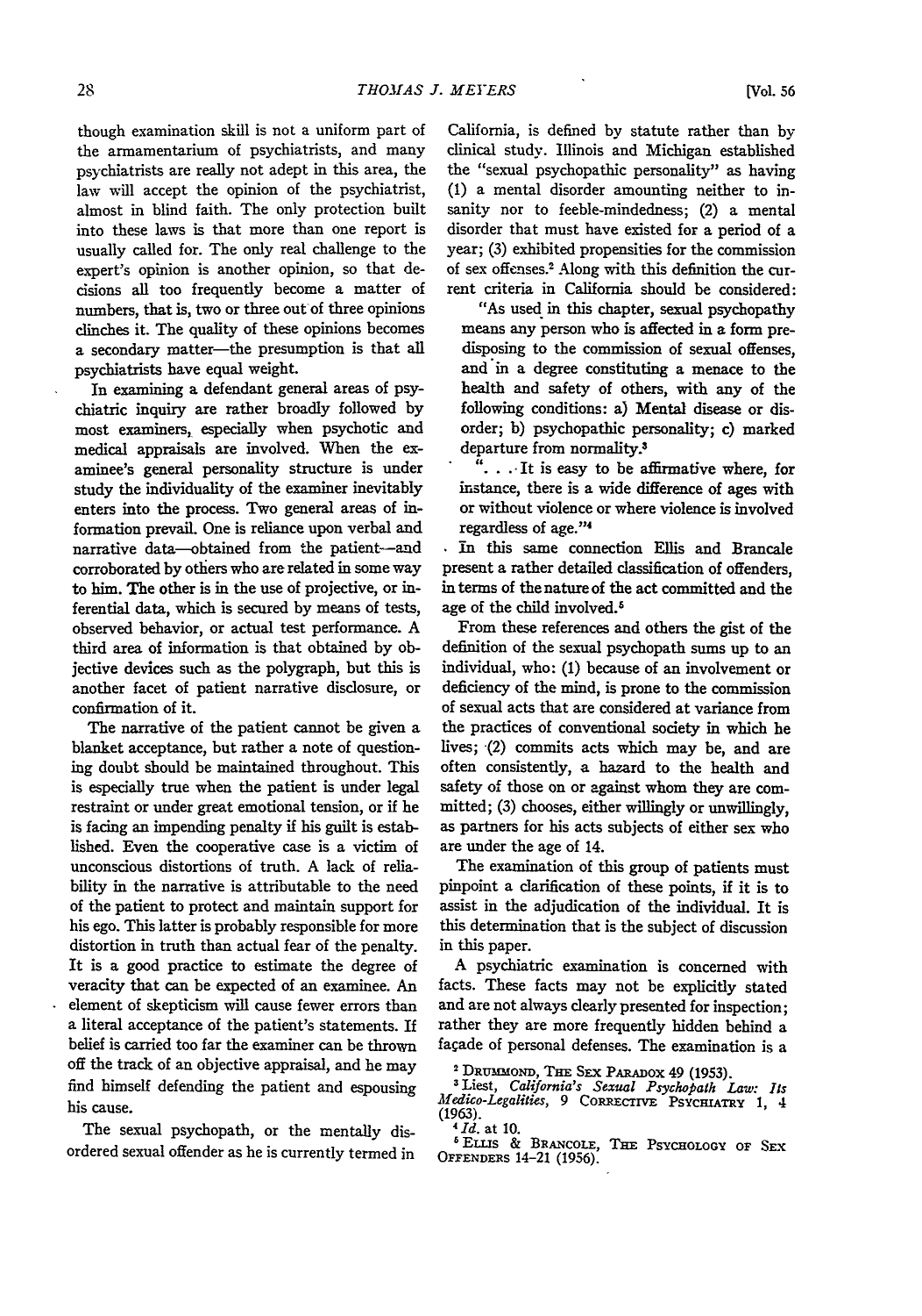though examination skill is not a uniform part of the armamentarium of psychiatrists, and many psychiatrists are really not adept in this area, the law will accept the opinion of the psychiatrist, almost in blind faith. The only protection built into these laws is that more than one report is usually called for. The only real challenge to the expert's opinion is another opinion, so that decisions all too frequently become a matter of numbers, that is, two or three out of three opinions clinches it. The quality of these opinions becomes a secondary matter—the presumption is that all psychiatrists have equal weight.

In examining a defendant general areas of psychiatric inquiry are rather broadly followed by most examiners, especially when psychotic and medical appraisals are involved. When the examinee's general personality structure is under study the individuality of the examiner inevitably enters into the process. Two general areas of information prevail. One is reliance upon verbal and narrative data—obtained from the patient—and corroborated by others who are related in some way to him. The other is in the use of projective, or inferential data, which is secured by means of tests, observed behavior, or actual test performance. A third area of information is that obtained by objective devices such as the polygraph, but this is another facet of patient narrative disclosure, or confirmation of it.

The narrative of the patient cannot be given a blanket acceptance, but rather a note of questioning doubt should be maintained throughout. This is especially true when the patient is under legal restraint or under great emotional tension, or if he is facing an impending penalty if his guilt is established. Even the cooperative case is a victim of unconscious distortions of truth. A lack of reliability in the narrative is attributable to the need of the patient to protect and maintain support for his ego. This latter is probably responsible for more distortion in truth than actual fear of the penalty. It is a good practice to estimate the degree of veracity that can be expected of an examinee. An element of skepticism will cause fewer errors than a literal acceptance of the patient's statements. If belief is carried too far the examiner can be thrown off the track of an objective appraisal, and he may find himself defending the patient and espousing his cause.

The sexual psychopath, or the mentally disordered sexual offender as he is currently termed in California, is defined by statute rather than by clinical study. Illinois and Michigan established the "sexual psychopathic personality" as having (1) a mental disorder amounting neither to insanity nor to feeble-mindedness; (2) a mental disorder that must have existed for a period of a year; (3) exhibited propensities for the commission of sex offenses.[2] Along with this definition the current criteria in California should be considered:

"As used in this chapter, sexual psychopathy means any person who is affected in a form predisposing to the commission of sexual offenses, and in a degree constituting a menace to the health and safety of others, with any of the following conditions: a) Mental disease or disorder; b) psychopathic personality; c) marked departure from normality.[3]

". . . It is easy to be affirmative where, for instance, there is a wide difference of ages with or without violence or where violence is involved regardless of age."[4]

In this same connection Ellis and Brancale present a rather detailed classification of offenders, in terms of the nature of the act committed and the age of the child involved.[5]

From these references and others the gist of the definition of the sexual psychopath sums up to an individual, who: (1) because of an involvement or deficiency of the mind, is prone to the commission of sexual acts that are considered at variance from the practices of conventional society in which he lives; (2) commits acts which may be, and are often consistently, a hazard to the health and safety of those on or against whom they are committed; (3) chooses, either willingly or unwillingly, as partners for his acts subjects of either sex who are under the age of 14.

The examination of this group of patients must pinpoint a clarification of these points, if it is to assist in the adjudication of the individual. It is this determination that is the subject of discussion in this paper.

A psychiatric examination is concerned with facts. These facts may not be explicitly stated and are not always clearly presented for inspection; rather they are more frequently hidden behind a façade of personal defenses. The examination is a

[2] Drummond, The Sex Paradox 49 (1953).

[3] Liest, *California's Sexual Psychopath Law: Its Medico-Legalities*, 9 Corrective Psychiatry 1, 4 (1963).

[4] *Id.* at 10.

[5] Ellis & Brancole, The Psychology of Sex Offenders 14–21 (1956).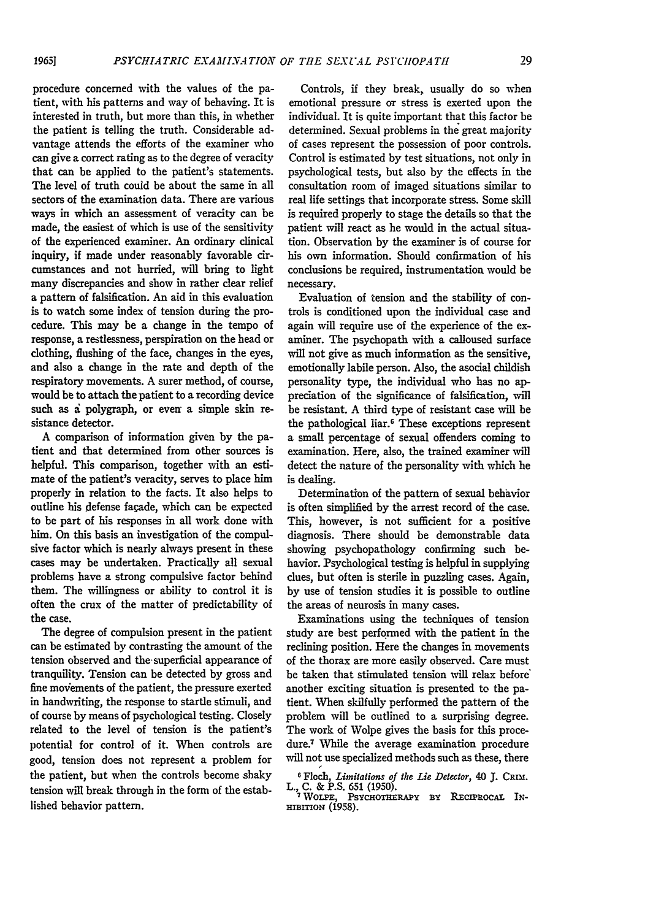procedure concerned with the values of the patient, with his patterns and way of behaving. It is interested in truth, but more than this, in whether the patient is telling the truth. Considerable advantage attends the efforts of the examiner who can give a correct rating as to the degree of veracity that can be applied to the patient's statements. The level of truth could be about the same in all sectors of the examination data. There are various ways in which an assessment of veracity can be made, the easiest of which is use of the sensitivity of the experienced examiner. An ordinary clinical inquiry, if made under reasonably favorable circumstances and not hurried, will bring to light many discrepancies and show in rather clear relief a pattern of falsification. An aid in this evaluation is to watch some index of tension during the procedure. This may be a change in the tempo of response, a restlessness, perspiration on the head or clothing, flushing of the face, changes in the eyes, and also a change in the rate and depth of the respiratory movements. A surer method, of course, would be to attach the patient to a recording device such as a polygraph, or even a simple skin resistance detector.

A comparison of information given by the patient and that determined from other sources is helpful. This comparison, together with an estimate of the patient's veracity, serves to place him properly in relation to the facts. It also helps to outline his defense façade, which can be expected to be part of his responses in all work done with him. On this basis an investigation of the compulsive factor which is nearly always present in these cases may be undertaken. Practically all sexual problems have a strong compulsive factor behind them. The willingness or ability to control it is often the crux of the matter of predictability of the case.

The degree of compulsion present in the patient can be estimated by contrasting the amount of the tension observed and the superficial appearance of tranquility. Tension can be detected by gross and fine movements of the patient, the pressure exerted in handwriting, the response to startle stimuli, and of course by means of psychological testing. Closely related to the level of tension is the patient's potential for control of it. When controls are good, tension does not represent a problem for the patient, but when the controls become shaky tension will break through in the form of the established behavior pattern.

Controls, if they break, usually do so when emotional pressure or stress is exerted upon the individual. It is quite important that this factor be determined. Sexual problems in the great majority of cases represent the possession of poor controls. Control is estimated by test situations, not only in psychological tests, but also by the effects in the consultation room of imaged situations similar to real life settings that incorporate stress. Some skill is required properly to stage the details so that the patient will react as he would in the actual situation. Observation by the examiner is of course for his own information. Should confirmation of his conclusions be required, instrumentation would be necessary.

Evaluation of tension and the stability of controls is conditioned upon the individual case and again will require use of the experience of the examiner. The psychopath with a calloused surface will not give as much information as the sensitive, emotionally labile person. Also, the asocial childish personality type, the individual who has no appreciation of the significance of falsification, will be resistant. A third type of resistant case will be the pathological liar.[6] These exceptions represent a small percentage of sexual offenders coming to examination. Here, also, the trained examiner will detect the nature of the personality with which he is dealing.

Determination of the pattern of sexual behavior is often simplified by the arrest record of the case. This, however, is not sufficient for a positive diagnosis. There should be demonstrable data showing psychopathology confirming such behavior. Psychological testing is helpful in supplying clues, but often is sterile in puzzling cases. Again, by use of tension studies it is possible to outline the areas of neurosis in many cases.

Examinations using the techniques of tension study are best performed with the patient in the reclining position. Here the changes in movements of the thorax are more easily observed. Care must be taken that stimulated tension will relax before another exciting situation is presented to the patient. When skilfully performed the pattern of the problem will be outlined to a surprising degree. The work of Wolpe gives the basis for this procedure.[7] While the average examination procedure will not use specialized methods such as these, there

[6] Floch, *Limitations of the Lie Detector*, 40 J. CRIM. L., C. & P.S. 651 (1950).

[7] WOLPE, PSYCHOTHERAPY BY RECIPROCAL INHIBITION (1958).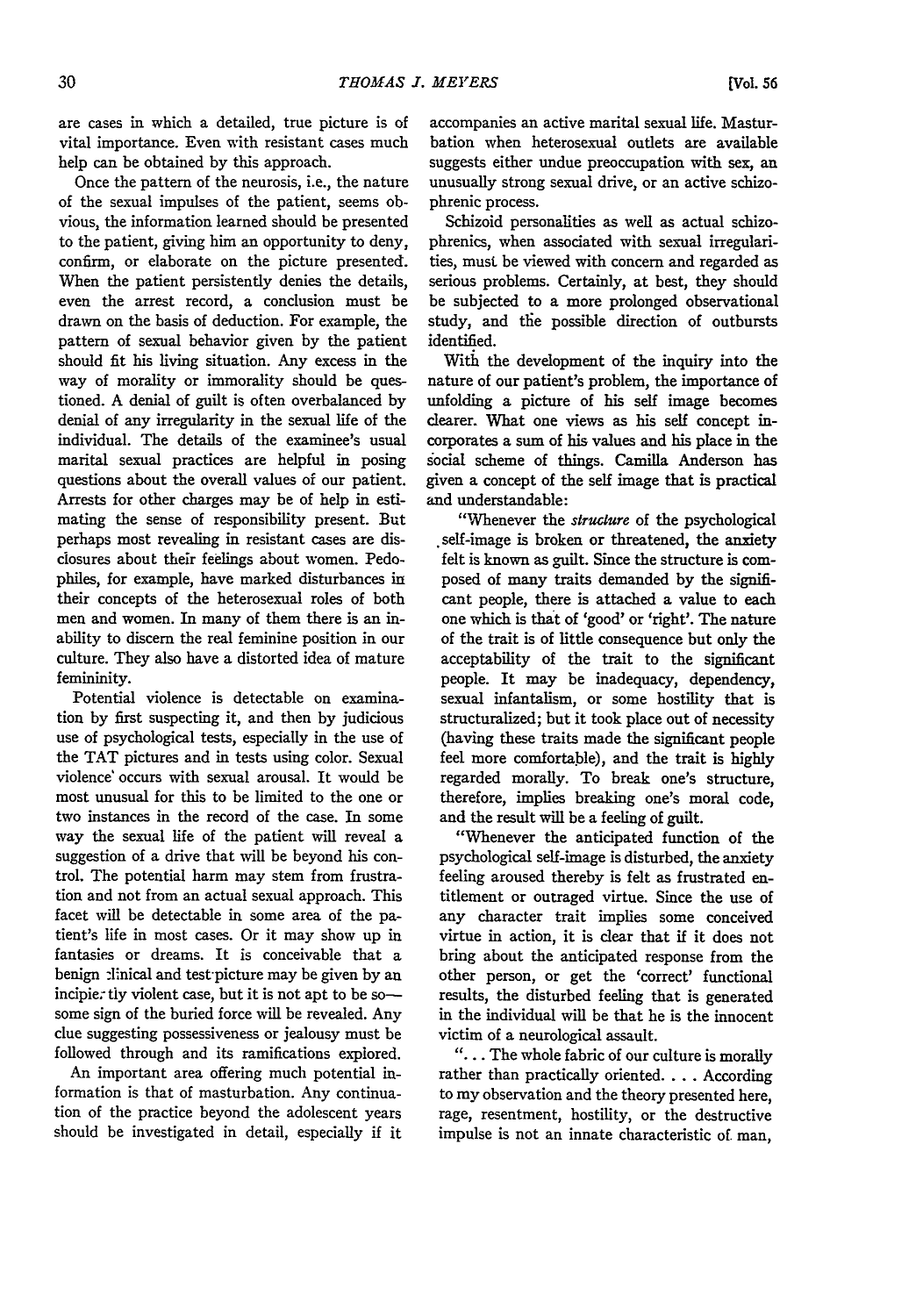are cases in which a detailed, true picture is of vital importance. Even with resistant cases much help can be obtained by this approach.

Once the pattern of the neurosis, i.e., the nature of the sexual impulses of the patient, seems obvious, the information learned should be presented to the patient, giving him an opportunity to deny, confirm, or elaborate on the picture presented. When the patient persistently denies the details, even the arrest record, a conclusion must be drawn on the basis of deduction. For example, the pattern of sexual behavior given by the patient should fit his living situation. Any excess in the way of morality or immorality should be questioned. A denial of guilt is often overbalanced by denial of any irregularity in the sexual life of the individual. The details of the examinee's usual marital sexual practices are helpful in posing questions about the overall values of our patient. Arrests for other charges may be of help in estimating the sense of responsibility present. But perhaps most revealing in resistant cases are disclosures about their feelings about women. Pedophiles, for example, have marked disturbances in their concepts of the heterosexual roles of both men and women. In many of them there is an inability to discern the real feminine position in our culture. They also have a distorted idea of mature femininity.

Potential violence is detectable on examination by first suspecting it, and then by judicious use of psychological tests, especially in the use of the TAT pictures and in tests using color. Sexual violence occurs with sexual arousal. It would be most unusual for this to be limited to the one or two instances in the record of the case. In some way the sexual life of the patient will reveal a suggestion of a drive that will be beyond his control. The potential harm may stem from frustration and not from an actual sexual approach. This facet will be detectable in some area of the patient's life in most cases. Or it may show up in fantasies or dreams. It is conceivable that a benign clinical and test picture may be given by an incipiently violent case, but it is not apt to be so—some sign of the buried force will be revealed. Any clue suggesting possessiveness or jealousy must be followed through and its ramifications explored.

An important area offering much potential information is that of masturbation. Any continuation of the practice beyond the adolescent years should be investigated in detail, especially if it accompanies an active marital sexual life. Masturbation when heterosexual outlets are available suggests either undue preoccupation with sex, an unusually strong sexual drive, or an active schizophrenic process.

Schizoid personalities as well as actual schizophrenics, when associated with sexual irregularities, must be viewed with concern and regarded as serious problems. Certainly, at best, they should be subjected to a more prolonged observational study, and the possible direction of outbursts identified.

With the development of the inquiry into the nature of our patient's problem, the importance of unfolding a picture of his self image becomes clearer. What one views as his self concept incorporates a sum of his values and his place in the social scheme of things. Camilla Anderson has given a concept of the self image that is practical and understandable:

"Whenever the *structure* of the psychological self-image is broken or threatened, the anxiety felt is known as guilt. Since the structure is composed of many traits demanded by the significant people, there is attached a value to each one which is that of 'good' or 'right'. The nature of the trait is of little consequence but only the acceptability of the trait to the significant people. It may be inadequacy, dependency, sexual infantalism, or some hostility that is structuralized; but it took place out of necessity (having these traits made the significant people feel more comfortable), and the trait is highly regarded morally. To break one's structure, therefore, implies breaking one's moral code, and the result will be a feeling of guilt.

"Whenever the anticipated function of the psychological self-image is disturbed, the anxiety feeling aroused thereby is felt as frustrated entitlement or outraged virtue. Since the use of any character trait implies some conceived virtue in action, it is clear that if it does not bring about the anticipated response from the other person, or get the 'correct' functional results, the disturbed feeling that is generated in the individual will be that he is the innocent victim of a neurological assault.

"... The whole fabric of our culture is morally rather than practically oriented. ... According to my observation and the theory presented here, rage, resentment, hostility, or the destructive impulse is not an innate characteristic of man,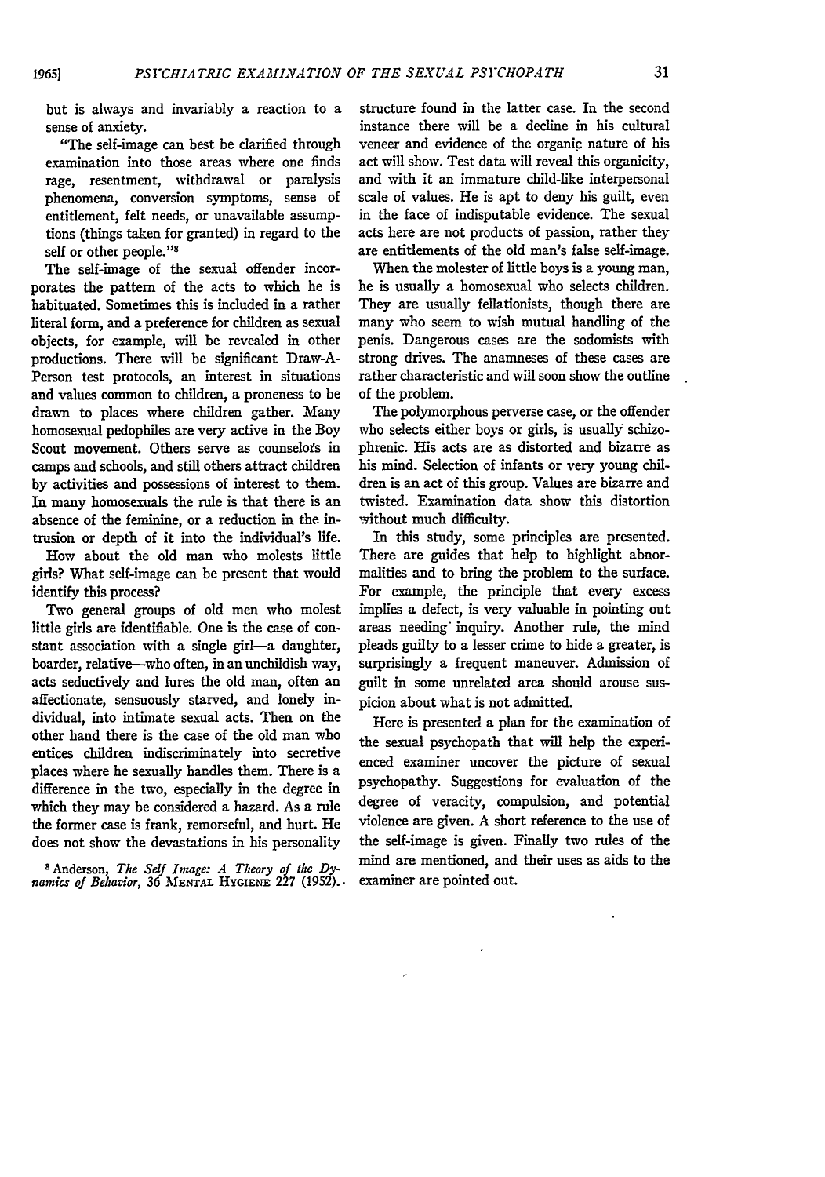but is always and invariably a reaction to a sense of anxiety.

"The self-image can best be clarified through examination into those areas where one finds rage, resentment, withdrawal or paralysis phenomena, conversion symptoms, sense of entitlement, felt needs, or unavailable assumptions (things taken for granted) in regard to the self or other people."[8]

The self-image of the sexual offender incorporates the pattern of the acts to which he is habituated. Sometimes this is included in a rather literal form, and a preference for children as sexual objects, for example, will be revealed in other productions. There will be significant Draw-A-Person test protocols, an interest in situations and values common to children, a proneness to be drawn to places where children gather. Many homosexual pedophiles are very active in the Boy Scout movement. Others serve as counselors in camps and schools, and still others attract children by activities and possessions of interest to them. In many homosexuals the rule is that there is an absence of the feminine, or a reduction in the intrusion or depth of it into the individual's life.

How about the old man who molests little girls? What self-image can be present that would identify this process?

Two general groups of old men who molest little girls are identifiable. One is the case of constant association with a single girl—a daughter, boarder, relative—who often, in an unchildish way, acts seductively and lures the old man, often an affectionate, sensuously starved, and lonely individual, into intimate sexual acts. Then on the other hand there is the case of the old man who entices children indiscriminately into secretive places where he sexually handles them. There is a difference in the two, especially in the degree in which they may be considered a hazard. As a rule the former case is frank, remorseful, and hurt. He does not show the devastations in his personality structure found in the latter case. In the second instance there will be a decline in his cultural veneer and evidence of the organic nature of his act will show. Test data will reveal this organicity, and with it an immature child-like interpersonal scale of values. He is apt to deny his guilt, even in the face of indisputable evidence. The sexual acts here are not products of passion, rather they are entitlements of the old man's false self-image.

When the molester of little boys is a young man, he is usually a homosexual who selects children. They are usually fellationists, though there are many who seem to wish mutual handling of the penis. Dangerous cases are the sodomists with strong drives. The anamneses of these cases are rather characteristic and will soon show the outline of the problem.

The polymorphous perverse case, or the offender who selects either boys or girls, is usually schizophrenic. His acts are as distorted and bizarre as his mind. Selection of infants or very young children is an act of this group. Values are bizarre and twisted. Examination data show this distortion without much difficulty.

In this study, some principles are presented. There are guides that help to highlight abnormalities and to bring the problem to the surface. For example, the principle that every excess implies a defect, is very valuable in pointing out areas needing inquiry. Another rule, the mind pleads guilty to a lesser crime to hide a greater, is surprisingly a frequent maneuver. Admission of guilt in some unrelated area should arouse suspicion about what is not admitted.

Here is presented a plan for the examination of the sexual psychopath that will help the experienced examiner uncover the picture of sexual psychopathy. Suggestions for evaluation of the degree of veracity, compulsion, and potential violence are given. A short reference to the use of the self-image is given. Finally two rules of the mind are mentioned, and their uses as aids to the examiner are pointed out.

[8] Anderson, *The Self Image: A Theory of the Dynamics of Behavior*, 36 MENTAL HYGIENE 227 (1952).